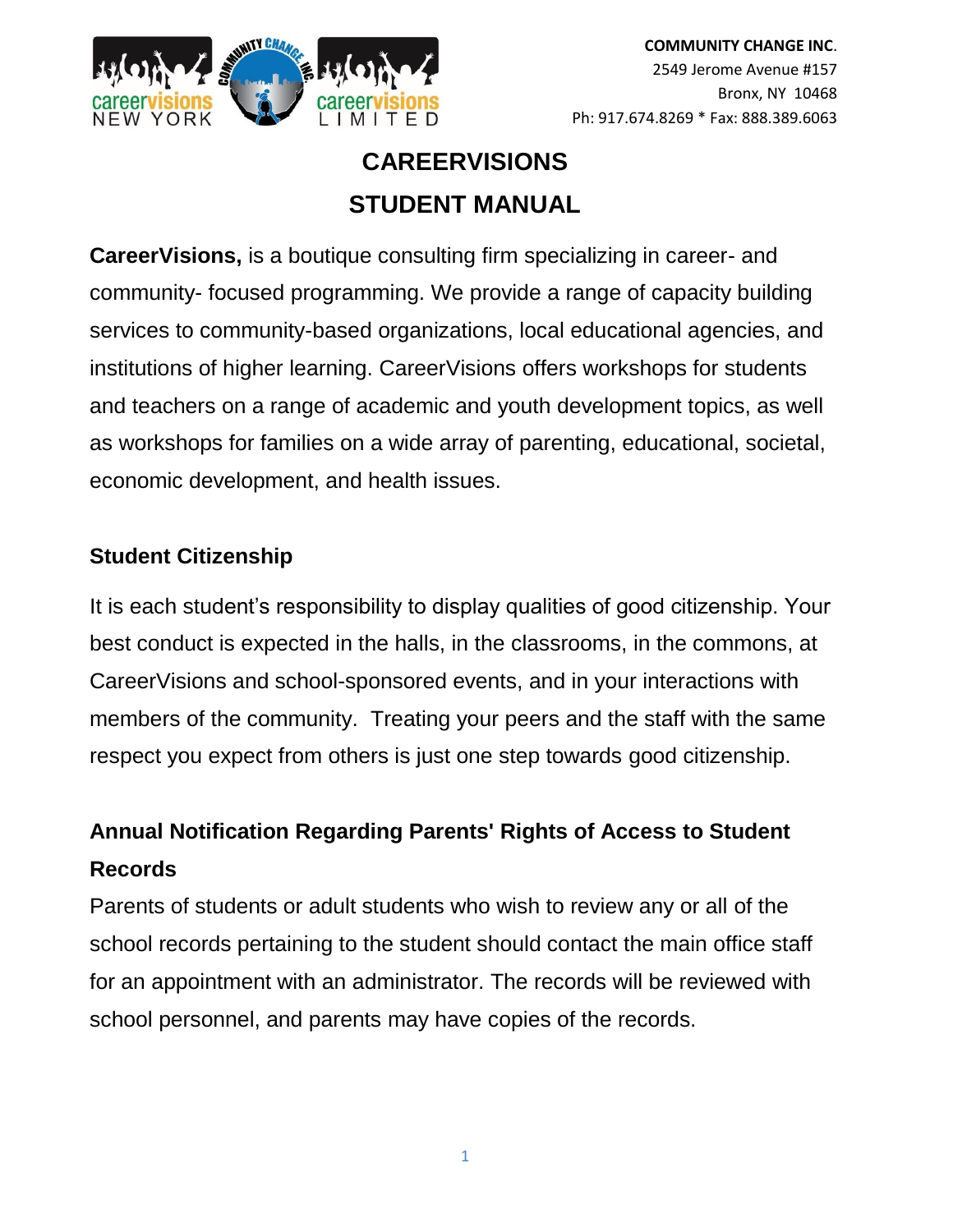**COMMUNITY CHANGE INC.**
2549 Jerome Avenue #157
Bronx, NY 10468
Ph: 917.674.8269 * Fax: 888.389.6063

# CAREERVISIONS
# STUDENT MANUAL

**CareerVisions,** is a boutique consulting firm specializing in career- and community- focused programming. We provide a range of capacity building services to community-based organizations, local educational agencies, and institutions of higher learning. CareerVisions offers workshops for students and teachers on a range of academic and youth development topics, as well as workshops for families on a wide array of parenting, educational, societal, economic development, and health issues.

## Student Citizenship

It is each student's responsibility to display qualities of good citizenship. Your best conduct is expected in the halls, in the classrooms, in the commons, at CareerVisions and school-sponsored events, and in your interactions with members of the community. Treating your peers and the staff with the same respect you expect from others is just one step towards good citizenship.

## Annual Notification Regarding Parents' Rights of Access to Student Records

Parents of students or adult students who wish to review any or all of the school records pertaining to the student should contact the main office staff for an appointment with an administrator. The records will be reviewed with school personnel, and parents may have copies of the records.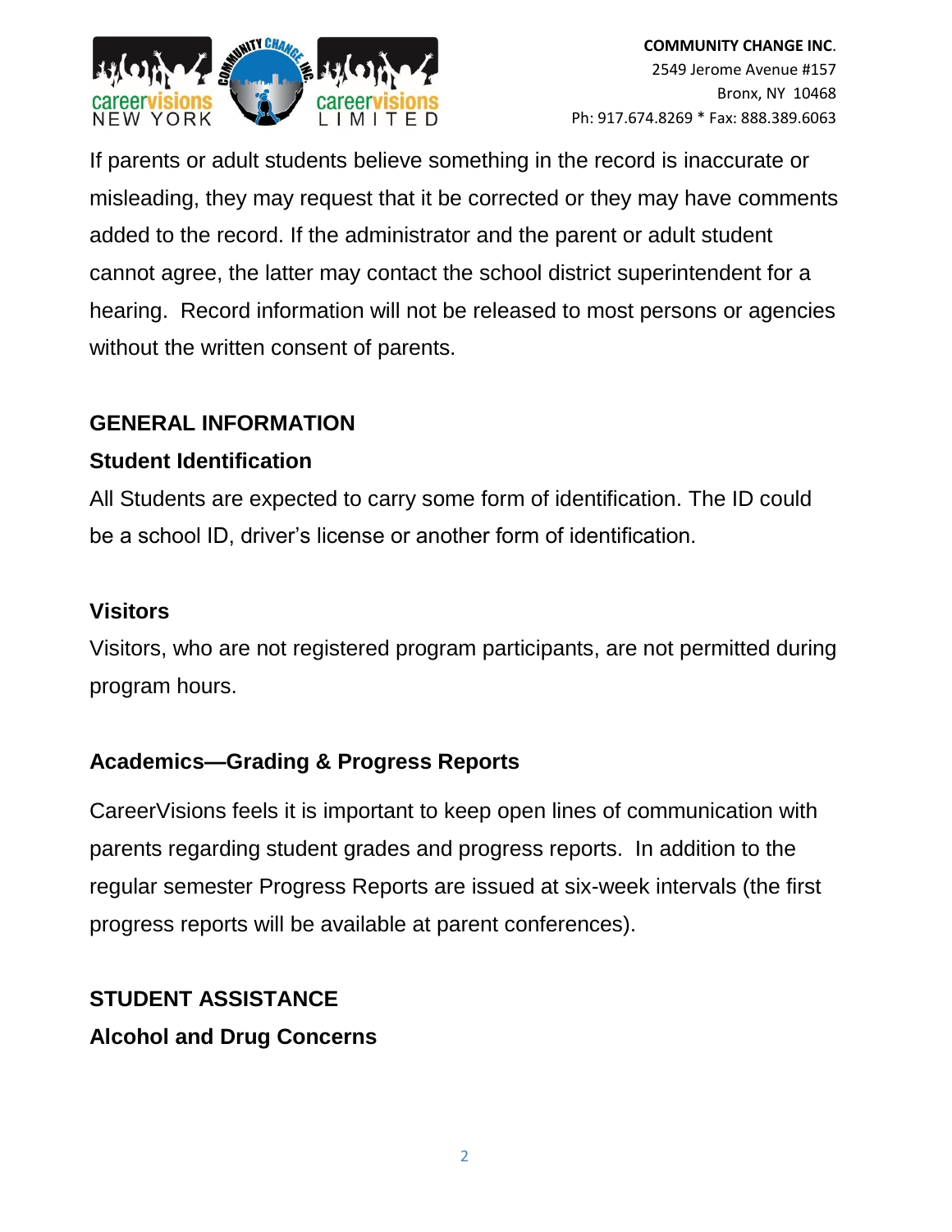If parents or adult students believe something in the record is inaccurate or misleading, they may request that it be corrected or they may have comments added to the record. If the administrator and the parent or adult student cannot agree, the latter may contact the school district superintendent for a hearing. Record information will not be released to most persons or agencies without the written consent of parents.

## GENERAL INFORMATION

### Student Identification

All Students are expected to carry some form of identification. The ID could be a school ID, driver's license or another form of identification.

### Visitors

Visitors, who are not registered program participants, are not permitted during program hours.

### Academics—Grading & Progress Reports

CareerVisions feels it is important to keep open lines of communication with parents regarding student grades and progress reports. In addition to the regular semester Progress Reports are issued at six-week intervals (the first progress reports will be available at parent conferences).

## STUDENT ASSISTANCE

### Alcohol and Drug Concerns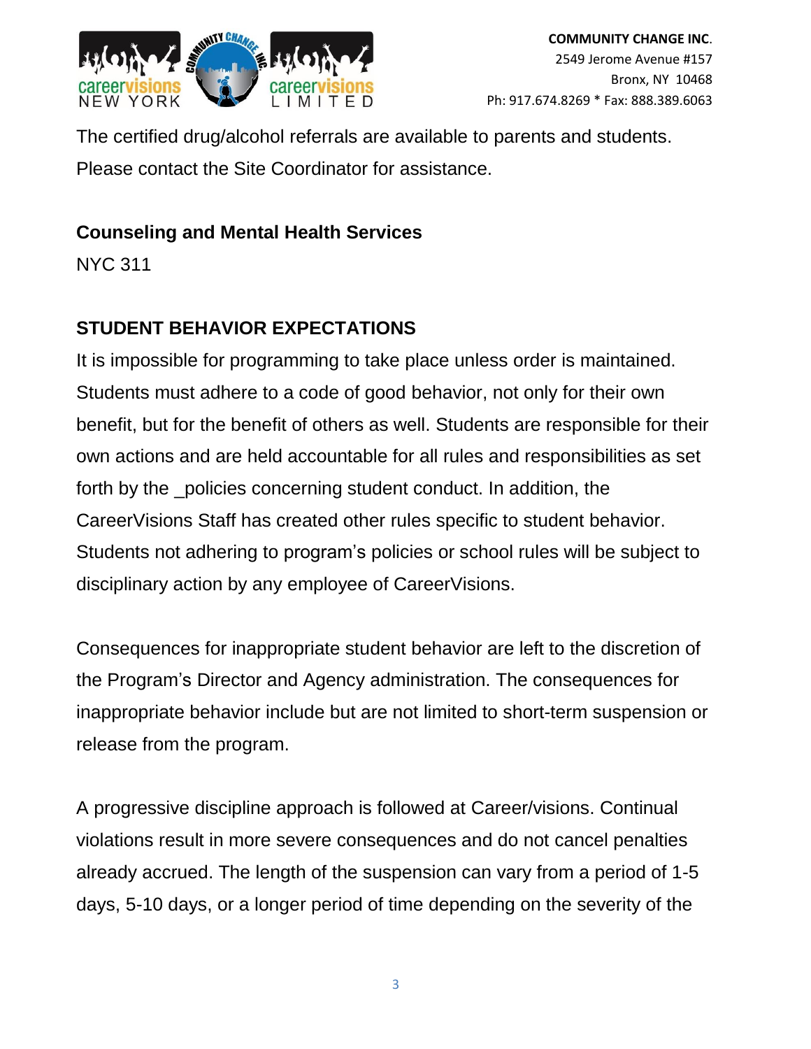The certified drug/alcohol referrals are available to parents and students. Please contact the Site Coordinator for assistance.

**Counseling and Mental Health Services**

NYC 311

## STUDENT BEHAVIOR EXPECTATIONS

It is impossible for programming to take place unless order is maintained. Students must adhere to a code of good behavior, not only for their own benefit, but for the benefit of others as well. Students are responsible for their own actions and are held accountable for all rules and responsibilities as set forth by the _policies concerning student conduct. In addition, the CareerVisions Staff has created other rules specific to student behavior. Students not adhering to program's policies or school rules will be subject to disciplinary action by any employee of CareerVisions.

Consequences for inappropriate student behavior are left to the discretion of the Program's Director and Agency administration. The consequences for inappropriate behavior include but are not limited to short-term suspension or release from the program.

A progressive discipline approach is followed at Career/visions. Continual violations result in more severe consequences and do not cancel penalties already accrued. The length of the suspension can vary from a period of 1-5 days, 5-10 days, or a longer period of time depending on the severity of the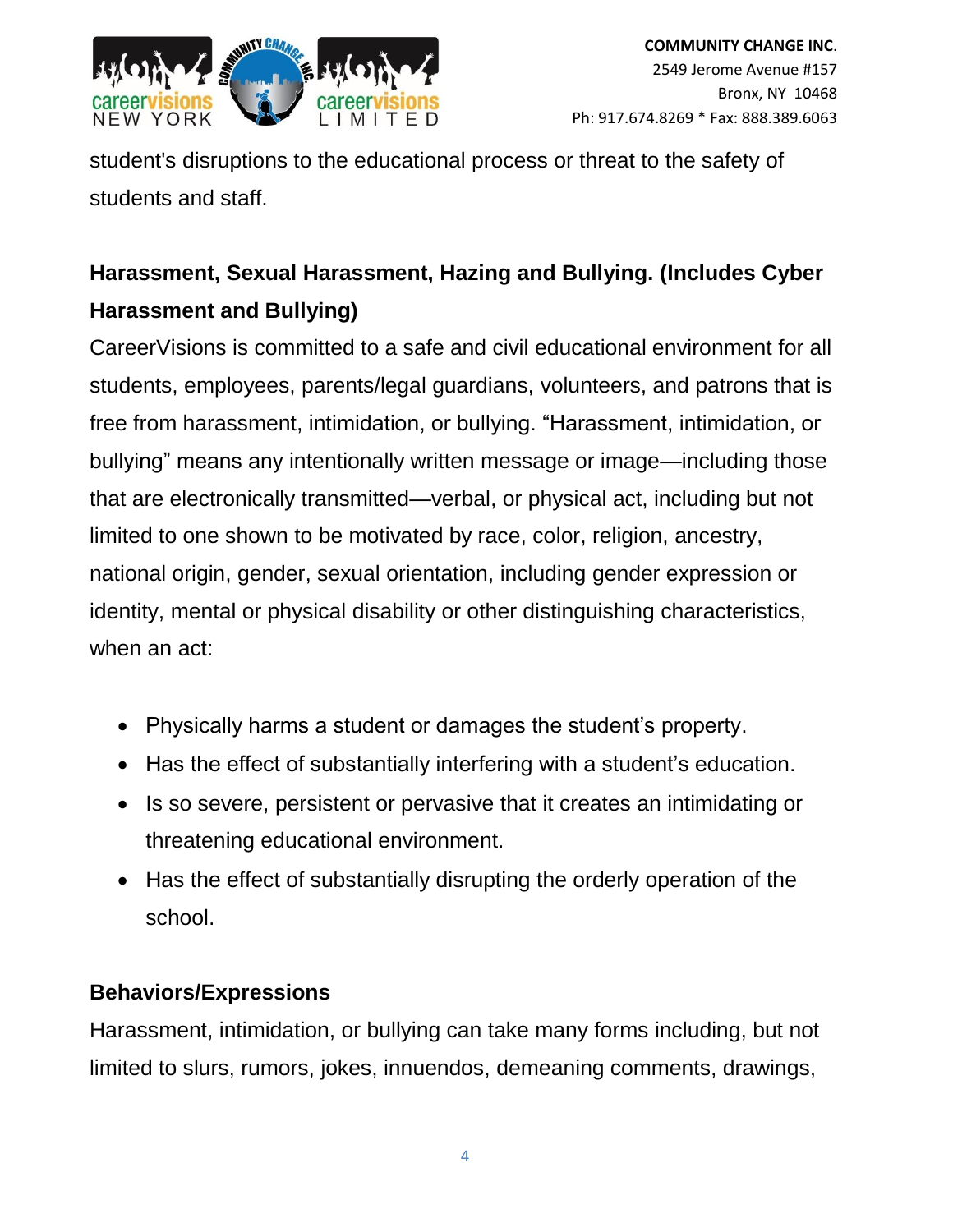student's disruptions to the educational process or threat to the safety of students and staff.

**Harassment, Sexual Harassment, Hazing and Bullying. (Includes Cyber Harassment and Bullying)**

CareerVisions is committed to a safe and civil educational environment for all students, employees, parents/legal guardians, volunteers, and patrons that is free from harassment, intimidation, or bullying. "Harassment, intimidation, or bullying" means any intentionally written message or image—including those that are electronically transmitted—verbal, or physical act, including but not limited to one shown to be motivated by race, color, religion, ancestry, national origin, gender, sexual orientation, including gender expression or identity, mental or physical disability or other distinguishing characteristics, when an act:

- Physically harms a student or damages the student's property.
- Has the effect of substantially interfering with a student's education.
- Is so severe, persistent or pervasive that it creates an intimidating or threatening educational environment.
- Has the effect of substantially disrupting the orderly operation of the school.

**Behaviors/Expressions**

Harassment, intimidation, or bullying can take many forms including, but not limited to slurs, rumors, jokes, innuendos, demeaning comments, drawings,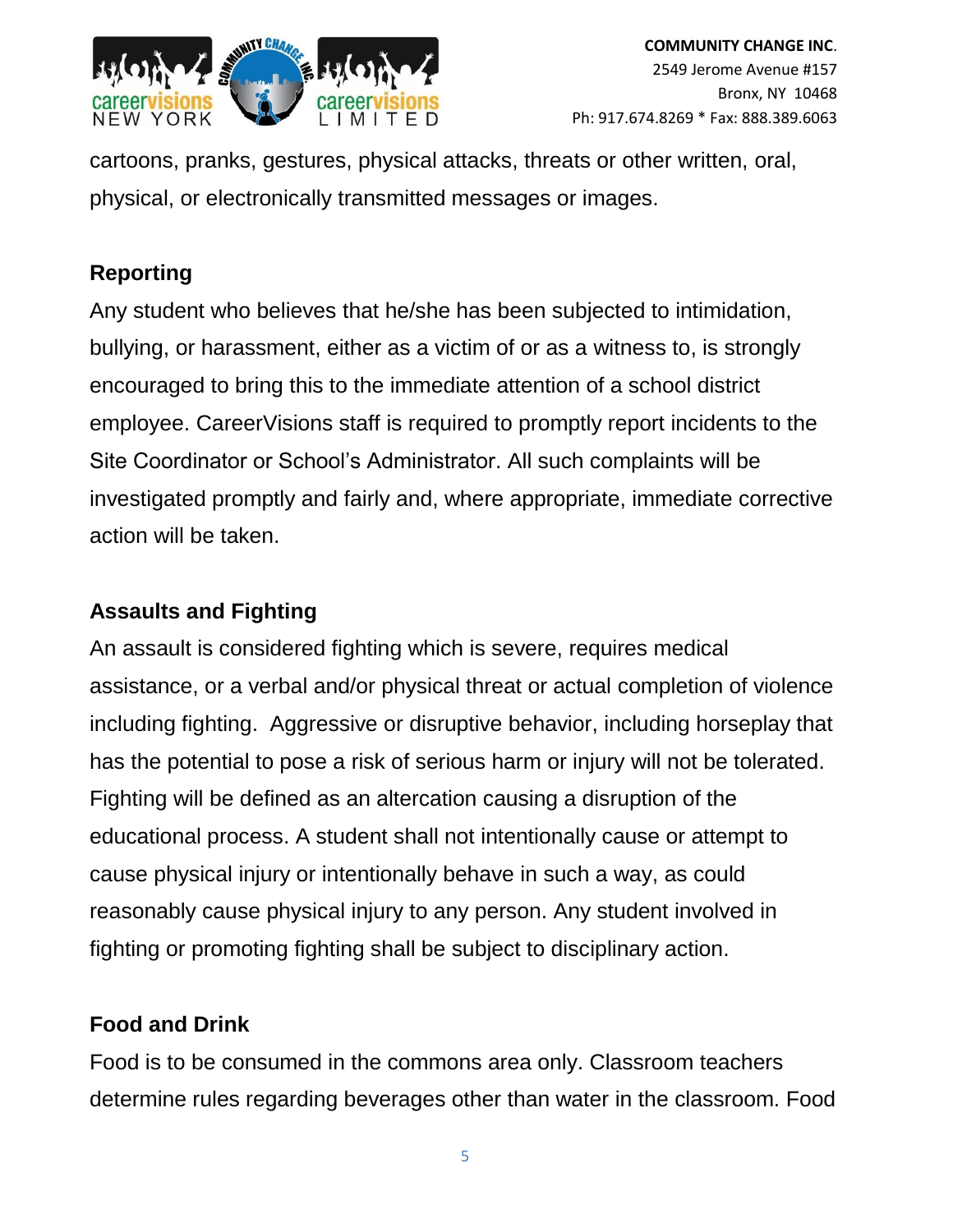cartoons, pranks, gestures, physical attacks, threats or other written, oral, physical, or electronically transmitted messages or images.

## Reporting

Any student who believes that he/she has been subjected to intimidation, bullying, or harassment, either as a victim of or as a witness to, is strongly encouraged to bring this to the immediate attention of a school district employee. CareerVisions staff is required to promptly report incidents to the Site Coordinator or School's Administrator. All such complaints will be investigated promptly and fairly and, where appropriate, immediate corrective action will be taken.

## Assaults and Fighting

An assault is considered fighting which is severe, requires medical assistance, or a verbal and/or physical threat or actual completion of violence including fighting.  Aggressive or disruptive behavior, including horseplay that has the potential to pose a risk of serious harm or injury will not be tolerated. Fighting will be defined as an altercation causing a disruption of the educational process. A student shall not intentionally cause or attempt to cause physical injury or intentionally behave in such a way, as could reasonably cause physical injury to any person. Any student involved in fighting or promoting fighting shall be subject to disciplinary action.

## Food and Drink

Food is to be consumed in the commons area only. Classroom teachers determine rules regarding beverages other than water in the classroom. Food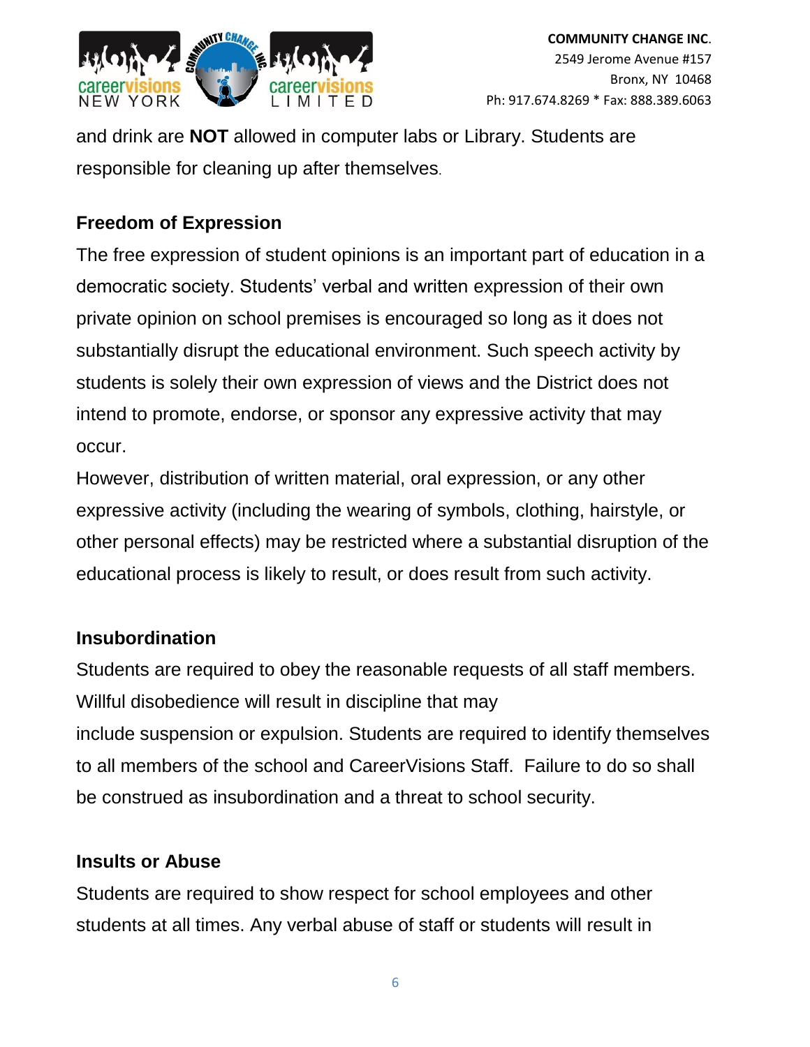and drink are **NOT** allowed in computer labs or Library. Students are responsible for cleaning up after themselves.

### Freedom of Expression

The free expression of student opinions is an important part of education in a democratic society. Students' verbal and written expression of their own private opinion on school premises is encouraged so long as it does not substantially disrupt the educational environment. Such speech activity by students is solely their own expression of views and the District does not intend to promote, endorse, or sponsor any expressive activity that may occur.

However, distribution of written material, oral expression, or any other expressive activity (including the wearing of symbols, clothing, hairstyle, or other personal effects) may be restricted where a substantial disruption of the educational process is likely to result, or does result from such activity.

### Insubordination

Students are required to obey the reasonable requests of all staff members. Willful disobedience will result in discipline that may include suspension or expulsion. Students are required to identify themselves to all members of the school and CareerVisions Staff. Failure to do so shall be construed as insubordination and a threat to school security.

### Insults or Abuse

Students are required to show respect for school employees and other students at all times. Any verbal abuse of staff or students will result in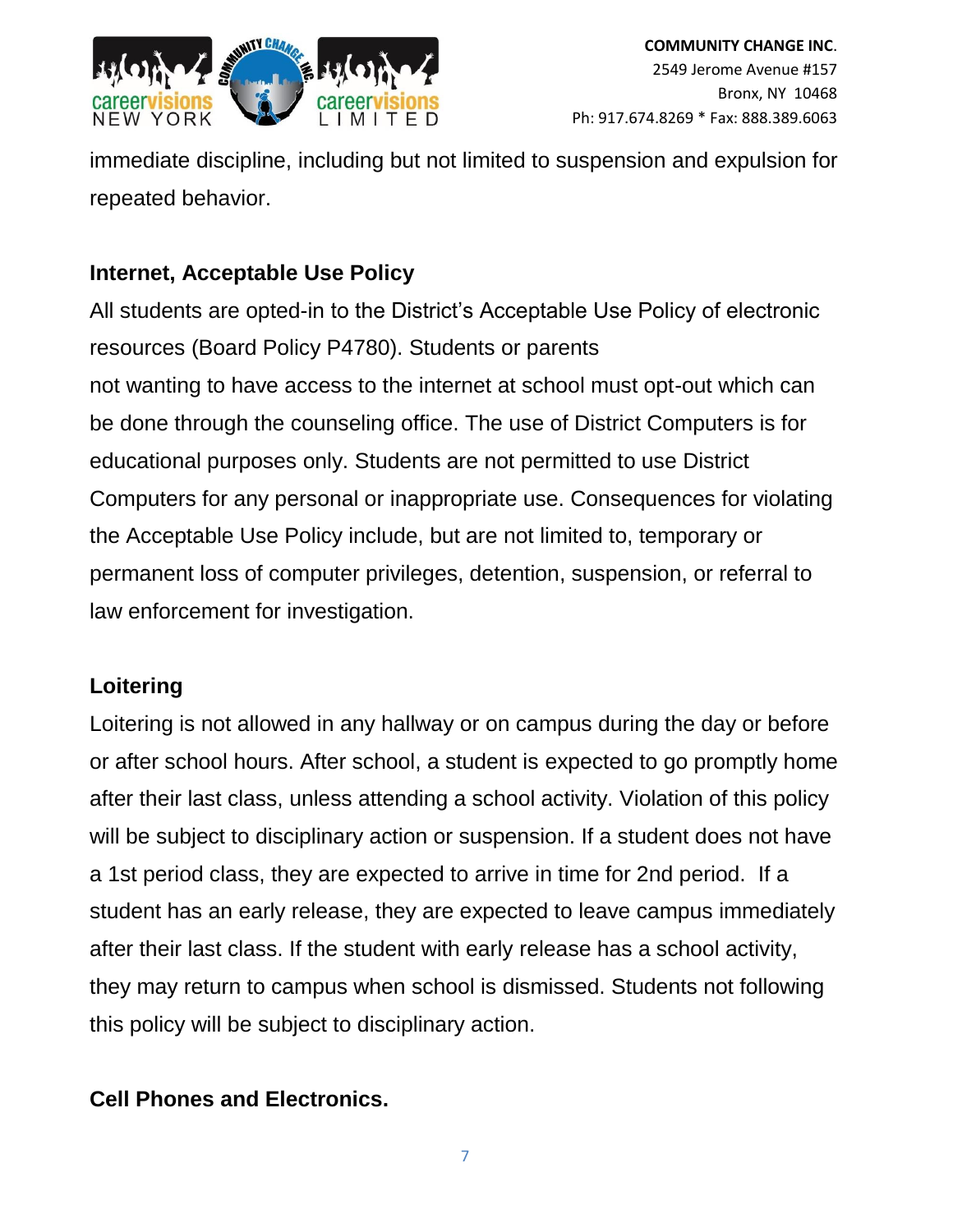immediate discipline, including but not limited to suspension and expulsion for repeated behavior.

**Internet, Acceptable Use Policy**

All students are opted-in to the District's Acceptable Use Policy of electronic resources (Board Policy P4780). Students or parents not wanting to have access to the internet at school must opt-out which can be done through the counseling office. The use of District Computers is for educational purposes only. Students are not permitted to use District Computers for any personal or inappropriate use. Consequences for violating the Acceptable Use Policy include, but are not limited to, temporary or permanent loss of computer privileges, detention, suspension, or referral to law enforcement for investigation.

**Loitering**

Loitering is not allowed in any hallway or on campus during the day or before or after school hours. After school, a student is expected to go promptly home after their last class, unless attending a school activity. Violation of this policy will be subject to disciplinary action or suspension. If a student does not have a 1st period class, they are expected to arrive in time for 2nd period. If a student has an early release, they are expected to leave campus immediately after their last class. If the student with early release has a school activity, they may return to campus when school is dismissed. Students not following this policy will be subject to disciplinary action.

**Cell Phones and Electronics.**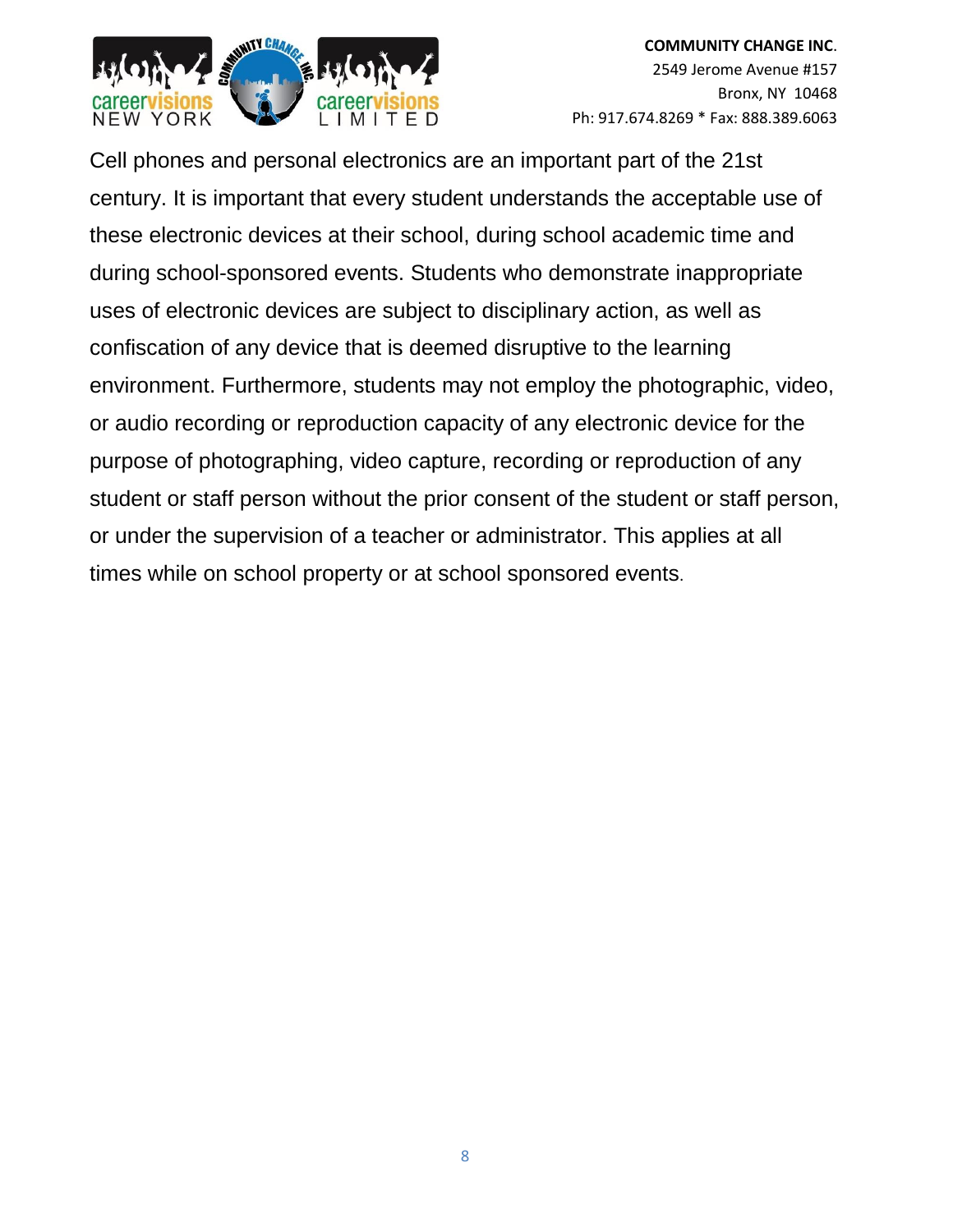Cell phones and personal electronics are an important part of the 21st century. It is important that every student understands the acceptable use of these electronic devices at their school, during school academic time and during school-sponsored events. Students who demonstrate inappropriate uses of electronic devices are subject to disciplinary action, as well as confiscation of any device that is deemed disruptive to the learning environment. Furthermore, students may not employ the photographic, video, or audio recording or reproduction capacity of any electronic device for the purpose of photographing, video capture, recording or reproduction of any student or staff person without the prior consent of the student or staff person, or under the supervision of a teacher or administrator. This applies at all times while on school property or at school sponsored events.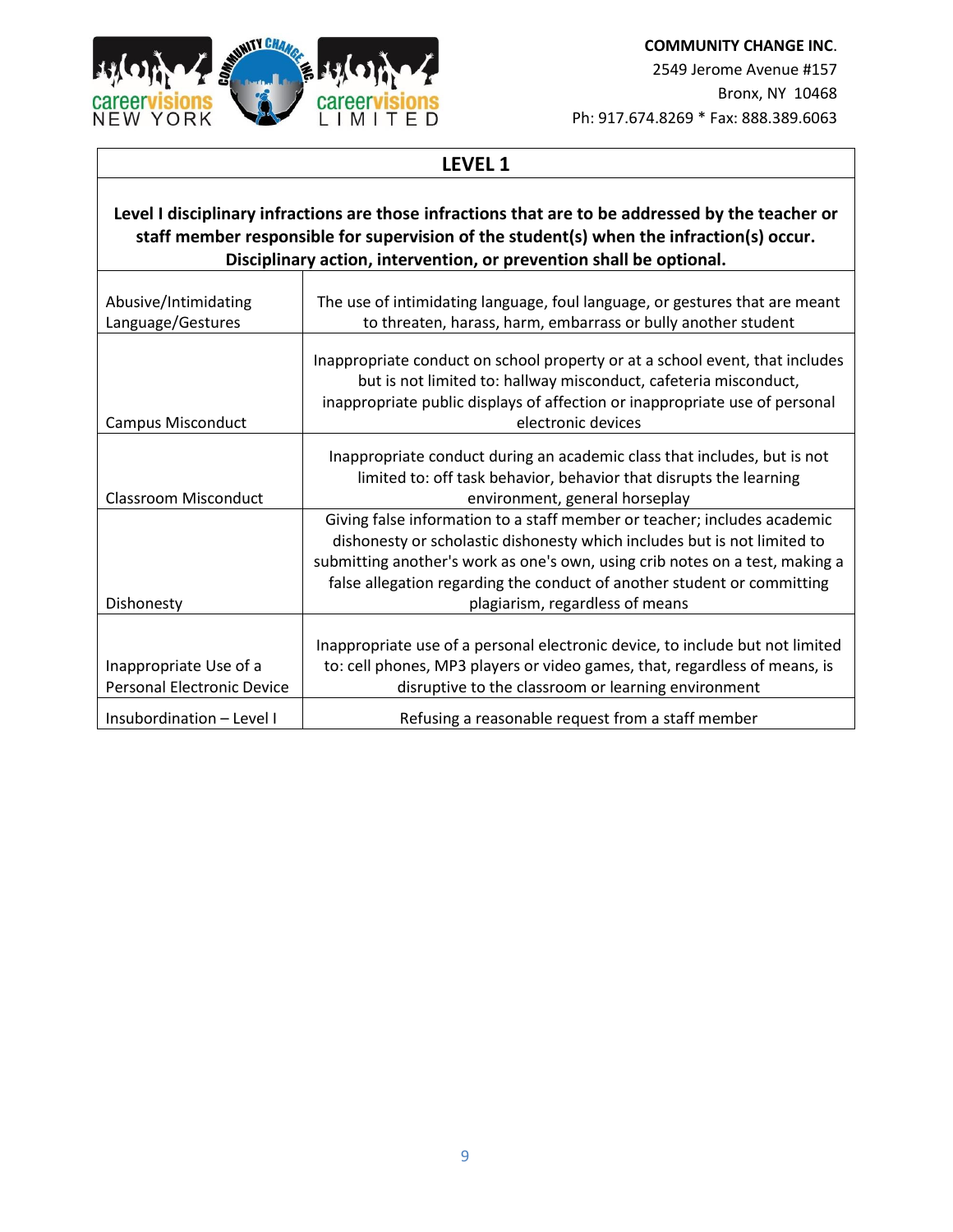**COMMUNITY CHANGE INC.**
2549 Jerome Avenue #157
Bronx, NY 10468
Ph: 917.674.8269 * Fax: 888.389.6063

| LEVEL 1 | |
|---|---|
| **Level I disciplinary infractions are those infractions that are to be addressed by the teacher or staff member responsible for supervision of the student(s) when the infraction(s) occur. Disciplinary action, intervention, or prevention shall be optional.** | |
| Abusive/Intimidating Language/Gestures | The use of intimidating language, foul language, or gestures that are meant to threaten, harass, harm, embarrass or bully another student |
| Campus Misconduct | Inappropriate conduct on school property or at a school event, that includes but is not limited to: hallway misconduct, cafeteria misconduct, inappropriate public displays of affection or inappropriate use of personal electronic devices |
| Classroom Misconduct | Inappropriate conduct during an academic class that includes, but is not limited to: off task behavior, behavior that disrupts the learning environment, general horseplay |
| Dishonesty | Giving false information to a staff member or teacher; includes academic dishonesty or scholastic dishonesty which includes but is not limited to submitting another's work as one's own, using crib notes on a test, making a false allegation regarding the conduct of another student or committing plagiarism, regardless of means |
| Inappropriate Use of a Personal Electronic Device | Inappropriate use of a personal electronic device, to include but not limited to: cell phones, MP3 players or video games, that, regardless of means, is disruptive to the classroom or learning environment |
| Insubordination – Level I | Refusing a reasonable request from a staff member |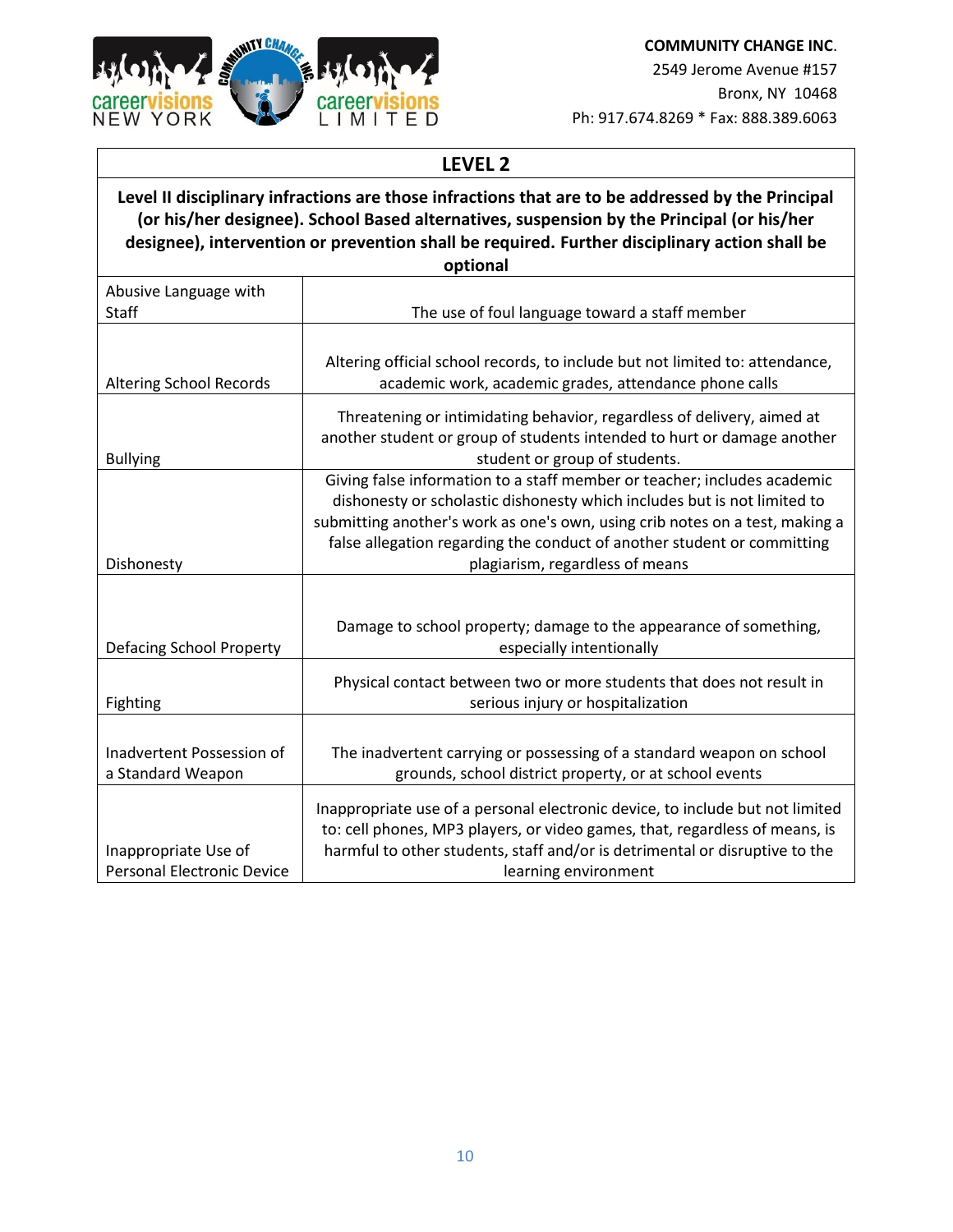**COMMUNITY CHANGE INC.**
2549 Jerome Avenue #157
Bronx, NY 10468
Ph: 917.674.8269 * Fax: 888.389.6063

| **LEVEL 2** | |
|---|---|
| **Level II disciplinary infractions are those infractions that are to be addressed by the Principal (or his/her designee). School Based alternatives, suspension by the Principal (or his/her designee), intervention or prevention shall be required. Further disciplinary action shall be optional** | |
| Abusive Language with Staff | The use of foul language toward a staff member |
| Altering School Records | Altering official school records, to include but not limited to: attendance, academic work, academic grades, attendance phone calls |
| Bullying | Threatening or intimidating behavior, regardless of delivery, aimed at another student or group of students intended to hurt or damage another student or group of students. |
| Dishonesty | Giving false information to a staff member or teacher; includes academic dishonesty or scholastic dishonesty which includes but is not limited to submitting another's work as one's own, using crib notes on a test, making a false allegation regarding the conduct of another student or committing plagiarism, regardless of means |
| Defacing School Property | Damage to school property; damage to the appearance of something, especially intentionally |
| Fighting | Physical contact between two or more students that does not result in serious injury or hospitalization |
| Inadvertent Possession of a Standard Weapon | The inadvertent carrying or possessing of a standard weapon on school grounds, school district property, or at school events |
| Inappropriate Use of Personal Electronic Device | Inappropriate use of a personal electronic device, to include but not limited to: cell phones, MP3 players, or video games, that, regardless of means, is harmful to other students, staff and/or is detrimental or disruptive to the learning environment |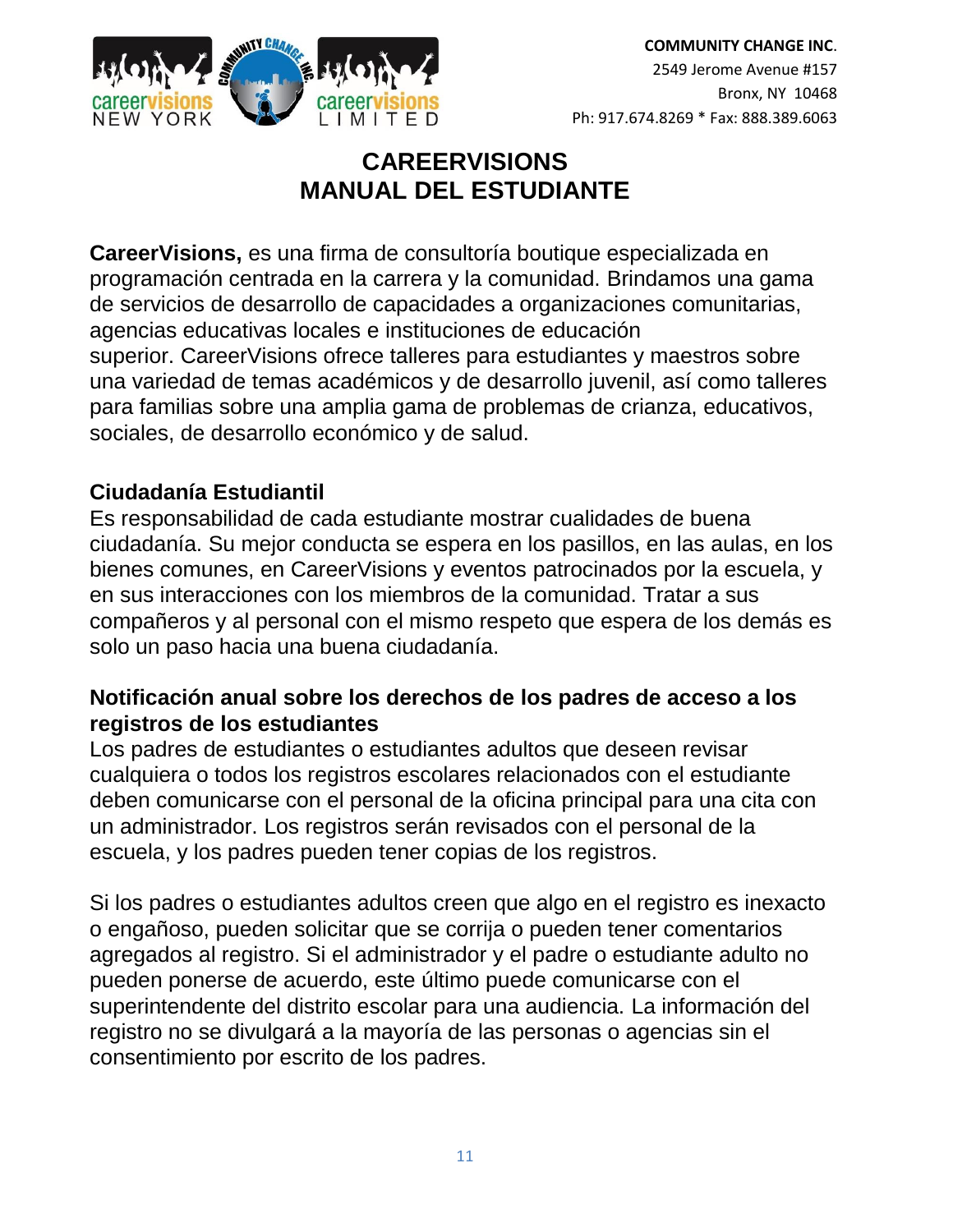COMMUNITY CHANGE INC.
2549 Jerome Avenue #157
Bronx, NY 10468
Ph: 917.674.8269 * Fax: 888.389.6063

# CAREERVISIONS
# MANUAL DEL ESTUDIANTE

**CareerVisions,** es una firma de consultoría boutique especializada en programación centrada en la carrera y la comunidad. Brindamos una gama de servicios de desarrollo de capacidades a organizaciones comunitarias, agencias educativas locales e instituciones de educación superior. CareerVisions ofrece talleres para estudiantes y maestros sobre una variedad de temas académicos y de desarrollo juvenil, así como talleres para familias sobre una amplia gama de problemas de crianza, educativos, sociales, de desarrollo económico y de salud.

## Ciudadanía Estudiantil

Es responsabilidad de cada estudiante mostrar cualidades de buena ciudadanía. Su mejor conducta se espera en los pasillos, en las aulas, en los bienes comunes, en CareerVisions y eventos patrocinados por la escuela, y en sus interacciones con los miembros de la comunidad. Tratar a sus compañeros y al personal con el mismo respeto que espera de los demás es solo un paso hacia una buena ciudadanía.

## Notificación anual sobre los derechos de los padres de acceso a los registros de los estudiantes

Los padres de estudiantes o estudiantes adultos que deseen revisar cualquiera o todos los registros escolares relacionados con el estudiante deben comunicarse con el personal de la oficina principal para una cita con un administrador. Los registros serán revisados con el personal de la escuela, y los padres pueden tener copias de los registros.

Si los padres o estudiantes adultos creen que algo en el registro es inexacto o engañoso, pueden solicitar que se corrija o pueden tener comentarios agregados al registro. Si el administrador y el padre o estudiante adulto no pueden ponerse de acuerdo, este último puede comunicarse con el superintendente del distrito escolar para una audiencia. La información del registro no se divulgará a la mayoría de las personas o agencias sin el consentimiento por escrito de los padres.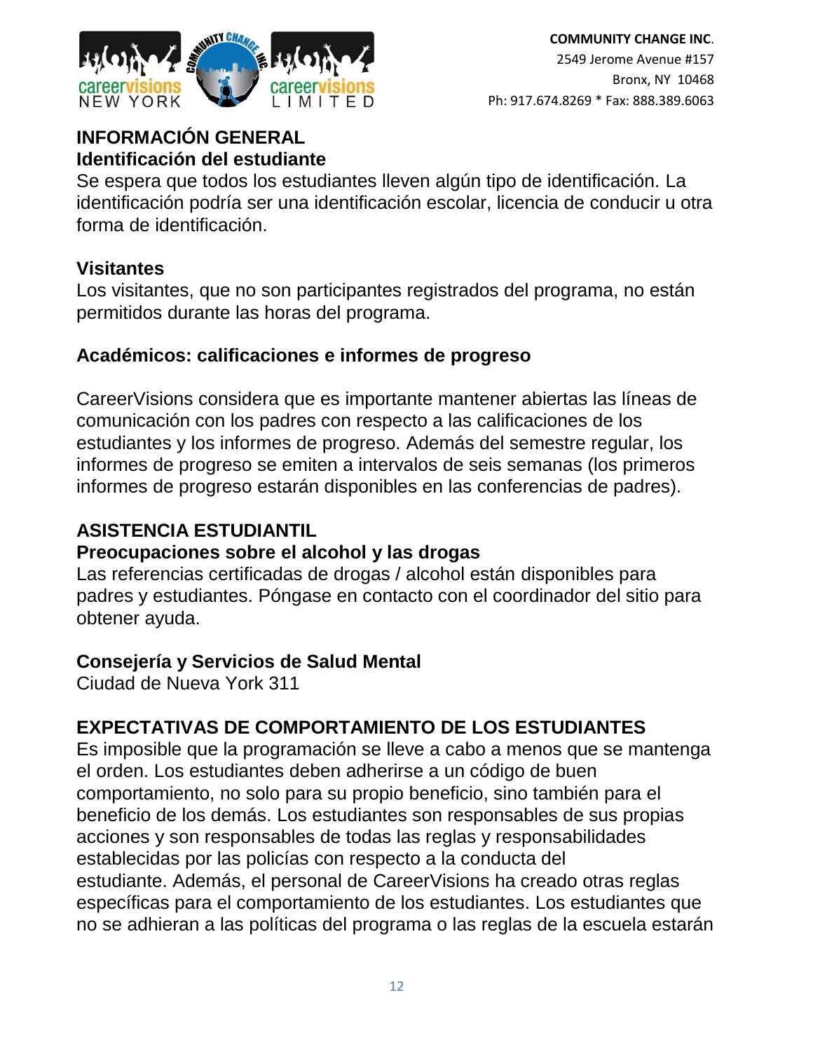**COMMUNITY CHANGE INC.**
2549 Jerome Avenue #157
Bronx, NY 10468
Ph: 917.674.8269 * Fax: 888.389.6063

## INFORMACIÓN GENERAL

### Identificación del estudiante

Se espera que todos los estudiantes lleven algún tipo de identificación. La identificación podría ser una identificación escolar, licencia de conducir u otra forma de identificación.

### Visitantes

Los visitantes, que no son participantes registrados del programa, no están permitidos durante las horas del programa.

### Académicos: calificaciones e informes de progreso

CareerVisions considera que es importante mantener abiertas las líneas de comunicación con los padres con respecto a las calificaciones de los estudiantes y los informes de progreso. Además del semestre regular, los informes de progreso se emiten a intervalos de seis semanas (los primeros informes de progreso estarán disponibles en las conferencias de padres).

## ASISTENCIA ESTUDIANTIL

### Preocupaciones sobre el alcohol y las drogas

Las referencias certificadas de drogas / alcohol están disponibles para padres y estudiantes. Póngase en contacto con el coordinador del sitio para obtener ayuda.

### Consejería y Servicios de Salud Mental

Ciudad de Nueva York 311

## EXPECTATIVAS DE COMPORTAMIENTO DE LOS ESTUDIANTES

Es imposible que la programación se lleve a cabo a menos que se mantenga el orden. Los estudiantes deben adherirse a un código de buen comportamiento, no solo para su propio beneficio, sino también para el beneficio de los demás. Los estudiantes son responsables de sus propias acciones y son responsables de todas las reglas y responsabilidades establecidas por las policías con respecto a la conducta del estudiante. Además, el personal de CareerVisions ha creado otras reglas específicas para el comportamiento de los estudiantes. Los estudiantes que no se adhieran a las políticas del programa o las reglas de la escuela estarán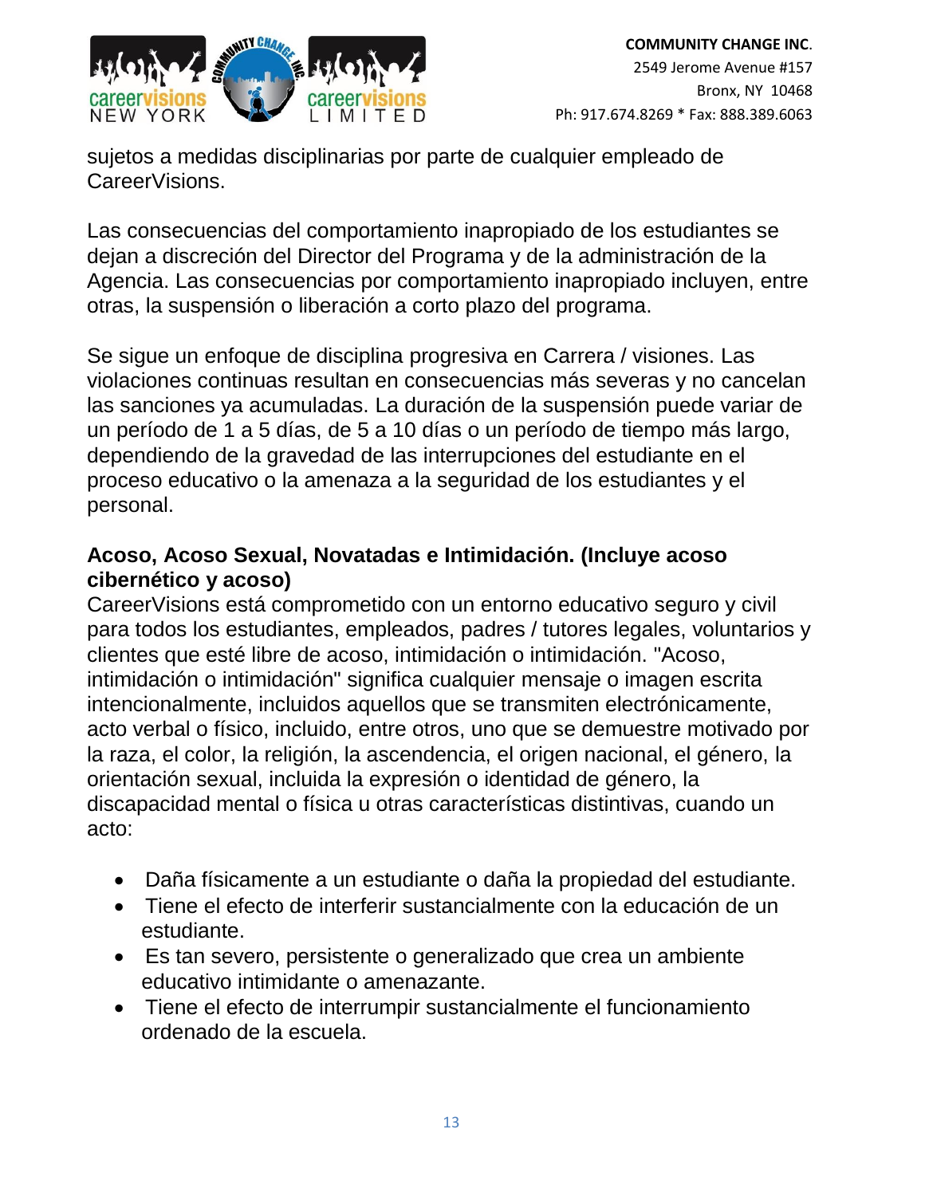sujetos a medidas disciplinarias por parte de cualquier empleado de CareerVisions.

Las consecuencias del comportamiento inapropiado de los estudiantes se dejan a discreción del Director del Programa y de la administración de la Agencia. Las consecuencias por comportamiento inapropiado incluyen, entre otras, la suspensión o liberación a corto plazo del programa.

Se sigue un enfoque de disciplina progresiva en Carrera / visiones. Las violaciones continuas resultan en consecuencias más severas y no cancelan las sanciones ya acumuladas. La duración de la suspensión puede variar de un período de 1 a 5 días, de 5 a 10 días o un período de tiempo más largo, dependiendo de la gravedad de las interrupciones del estudiante en el proceso educativo o la amenaza a la seguridad de los estudiantes y el personal.

**Acoso, Acoso Sexual, Novatadas e Intimidación. (Incluye acoso cibernético y acoso)**

CareerVisions está comprometido con un entorno educativo seguro y civil para todos los estudiantes, empleados, padres / tutores legales, voluntarios y clientes que esté libre de acoso, intimidación o intimidación. "Acoso, intimidación o intimidación" significa cualquier mensaje o imagen escrita intencionalmente, incluidos aquellos que se transmiten electrónicamente, acto verbal o físico, incluido, entre otros, uno que se demuestre motivado por la raza, el color, la religión, la ascendencia, el origen nacional, el género, la orientación sexual, incluida la expresión o identidad de género, la discapacidad mental o física u otras características distintivas, cuando un acto:

- Daña físicamente a un estudiante o daña la propiedad del estudiante.
- Tiene el efecto de interferir sustancialmente con la educación de un estudiante.
- Es tan severo, persistente o generalizado que crea un ambiente educativo intimidante o amenazante.
- Tiene el efecto de interrumpir sustancialmente el funcionamiento ordenado de la escuela.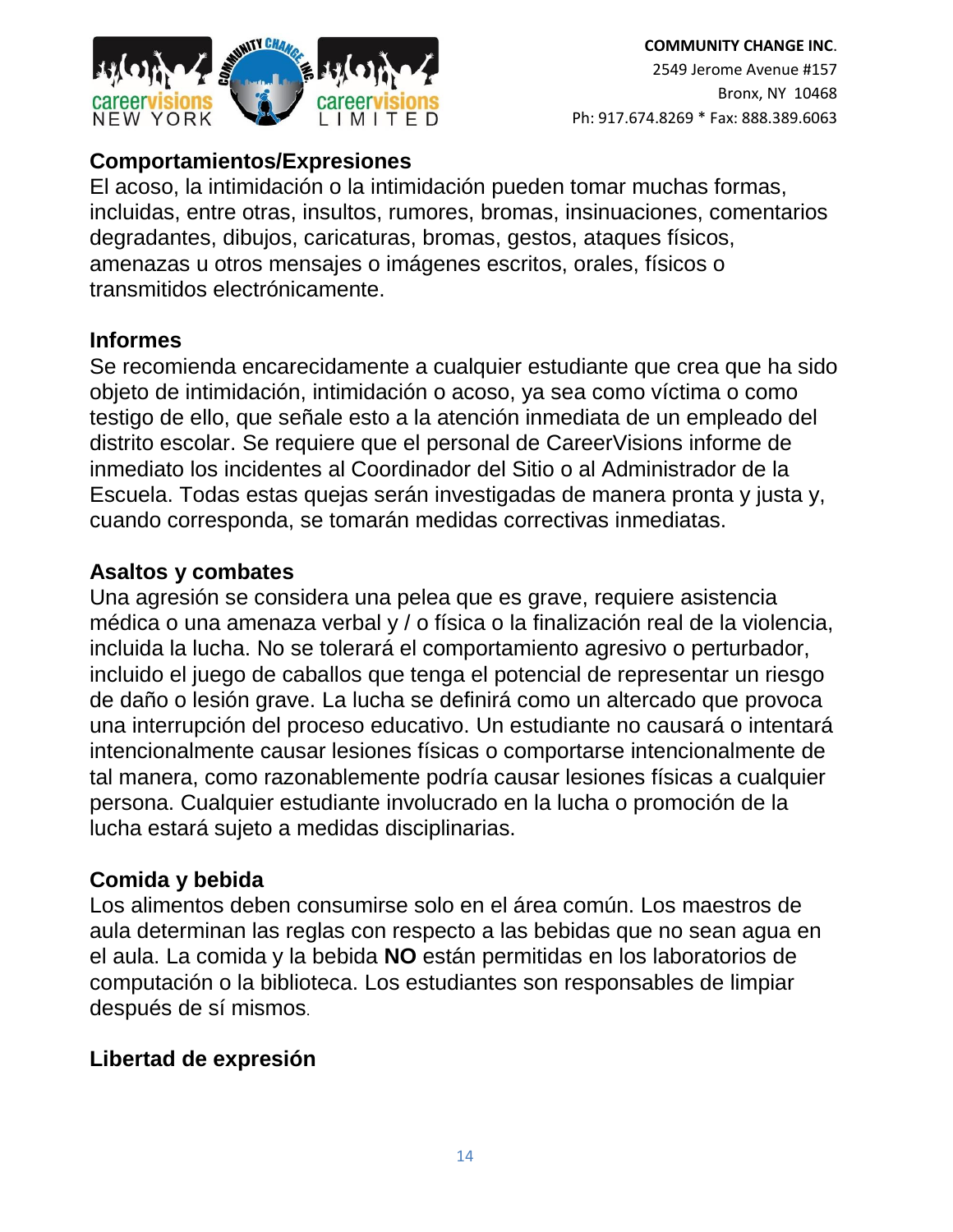### Comportamientos/Expresiones

El acoso, la intimidación o la intimidación pueden tomar muchas formas, incluidas, entre otras, insultos, rumores, bromas, insinuaciones, comentarios degradantes, dibujos, caricaturas, bromas, gestos, ataques físicos, amenazas u otros mensajes o imágenes escritos, orales, físicos o transmitidos electrónicamente.

### Informes

Se recomienda encarecidamente a cualquier estudiante que crea que ha sido objeto de intimidación, intimidación o acoso, ya sea como víctima o como testigo de ello, que señale esto a la atención inmediata de un empleado del distrito escolar. Se requiere que el personal de CareerVisions informe de inmediato los incidentes al Coordinador del Sitio o al Administrador de la Escuela. Todas estas quejas serán investigadas de manera pronta y justa y, cuando corresponda, se tomarán medidas correctivas inmediatas.

### Asaltos y combates

Una agresión se considera una pelea que es grave, requiere asistencia médica o una amenaza verbal y / o física o la finalización real de la violencia, incluida la lucha. No se tolerará el comportamiento agresivo o perturbador, incluido el juego de caballos que tenga el potencial de representar un riesgo de daño o lesión grave. La lucha se definirá como un altercado que provoca una interrupción del proceso educativo. Un estudiante no causará o intentará intencionalmente causar lesiones físicas o comportarse intencionalmente de tal manera, como razonablemente podría causar lesiones físicas a cualquier persona. Cualquier estudiante involucrado en la lucha o promoción de la lucha estará sujeto a medidas disciplinarias.

### Comida y bebida

Los alimentos deben consumirse solo en el área común. Los maestros de aula determinan las reglas con respecto a las bebidas que no sean agua en el aula. La comida y la bebida **NO** están permitidas en los laboratorios de computación o la biblioteca. Los estudiantes son responsables de limpiar después de sí mismos.

### Libertad de expresión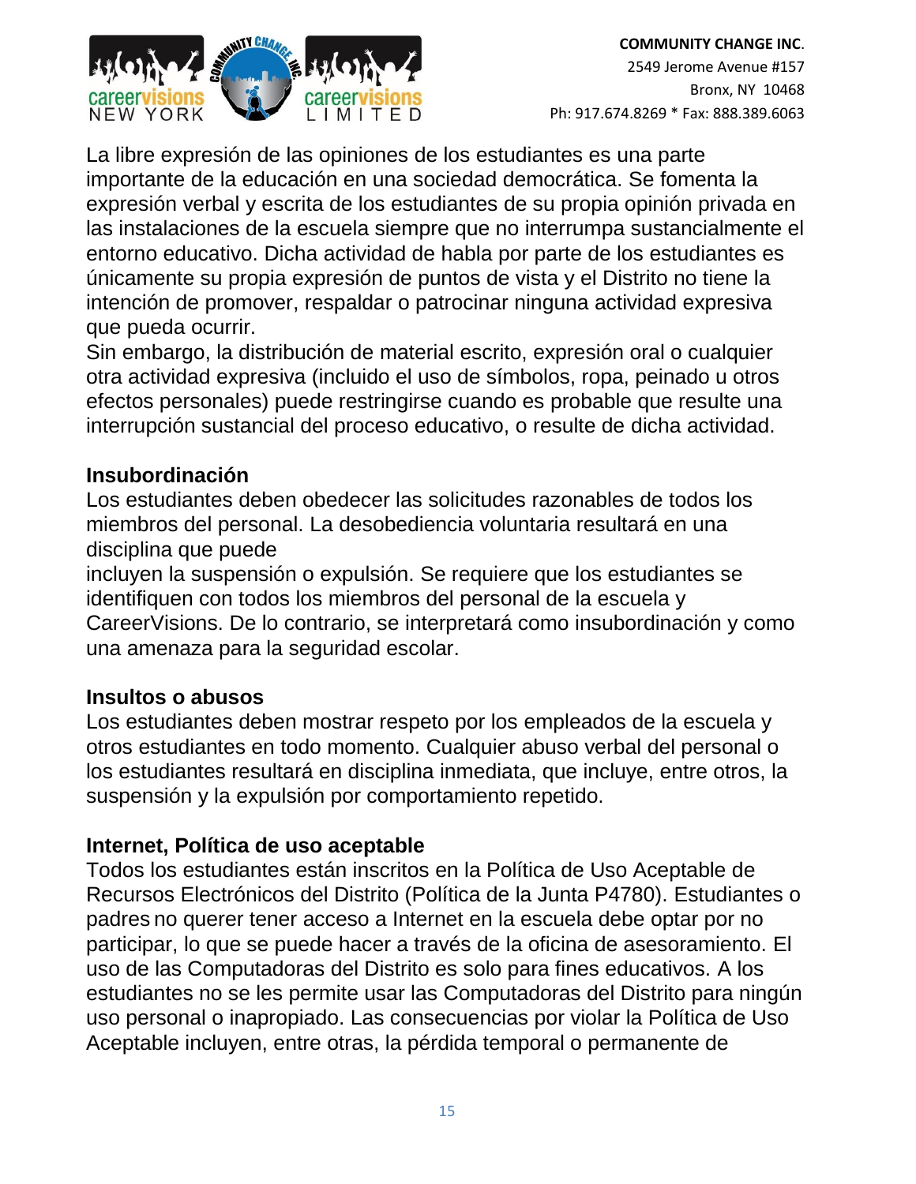La libre expresión de las opiniones de los estudiantes es una parte importante de la educación en una sociedad democrática. Se fomenta la expresión verbal y escrita de los estudiantes de su propia opinión privada en las instalaciones de la escuela siempre que no interrumpa sustancialmente el entorno educativo. Dicha actividad de habla por parte de los estudiantes es únicamente su propia expresión de puntos de vista y el Distrito no tiene la intención de promover, respaldar o patrocinar ninguna actividad expresiva que pueda ocurrir.

Sin embargo, la distribución de material escrito, expresión oral o cualquier otra actividad expresiva (incluido el uso de símbolos, ropa, peinado u otros efectos personales) puede restringirse cuando es probable que resulte una interrupción sustancial del proceso educativo, o resulte de dicha actividad.

**Insubordinación**

Los estudiantes deben obedecer las solicitudes razonables de todos los miembros del personal. La desobediencia voluntaria resultará en una disciplina que puede incluyen la suspensión o expulsión. Se requiere que los estudiantes se identifiquen con todos los miembros del personal de la escuela y CareerVisions. De lo contrario, se interpretará como insubordinación y como una amenaza para la seguridad escolar.

**Insultos o abusos**

Los estudiantes deben mostrar respeto por los empleados de la escuela y otros estudiantes en todo momento. Cualquier abuso verbal del personal o los estudiantes resultará en disciplina inmediata, que incluye, entre otros, la suspensión y la expulsión por comportamiento repetido.

**Internet, Política de uso aceptable**

Todos los estudiantes están inscritos en la Política de Uso Aceptable de Recursos Electrónicos del Distrito (Política de la Junta P4780). Estudiantes o padres no querer tener acceso a Internet en la escuela debe optar por no participar, lo que se puede hacer a través de la oficina de asesoramiento. El uso de las Computadoras del Distrito es solo para fines educativos. A los estudiantes no se les permite usar las Computadoras del Distrito para ningún uso personal o inapropiado. Las consecuencias por violar la Política de Uso Aceptable incluyen, entre otras, la pérdida temporal o permanente de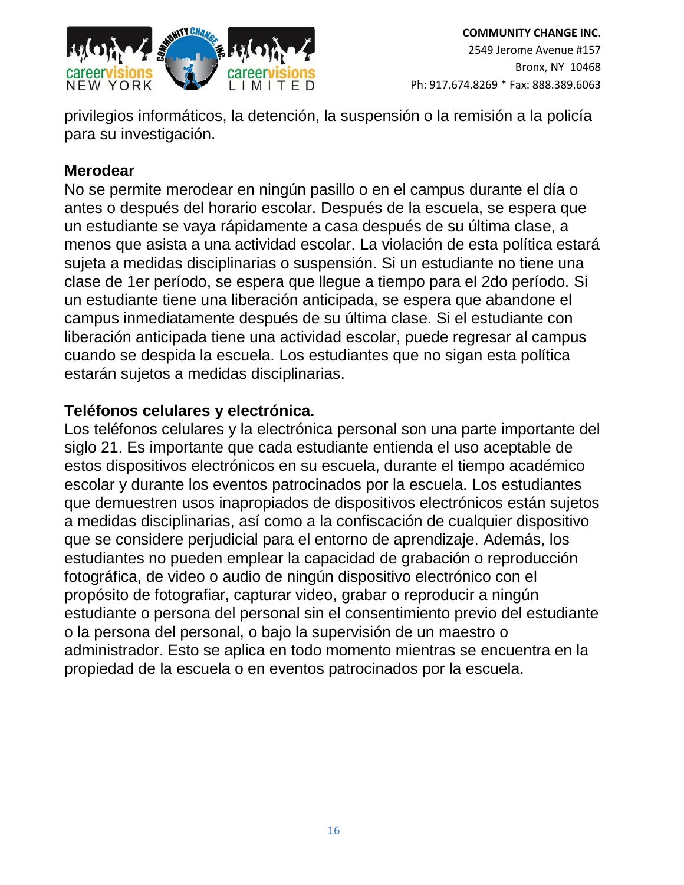privilegios informáticos, la detención, la suspensión o la remisión a la policía para su investigación.

**Merodear**

No se permite merodear en ningún pasillo o en el campus durante el día o antes o después del horario escolar. Después de la escuela, se espera que un estudiante se vaya rápidamente a casa después de su última clase, a menos que asista a una actividad escolar. La violación de esta política estará sujeta a medidas disciplinarias o suspensión. Si un estudiante no tiene una clase de 1er período, se espera que llegue a tiempo para el 2do período. Si un estudiante tiene una liberación anticipada, se espera que abandone el campus inmediatamente después de su última clase. Si el estudiante con liberación anticipada tiene una actividad escolar, puede regresar al campus cuando se despida la escuela. Los estudiantes que no sigan esta política estarán sujetos a medidas disciplinarias.

**Teléfonos celulares y electrónica.**

Los teléfonos celulares y la electrónica personal son una parte importante del siglo 21. Es importante que cada estudiante entienda el uso aceptable de estos dispositivos electrónicos en su escuela, durante el tiempo académico escolar y durante los eventos patrocinados por la escuela. Los estudiantes que demuestren usos inapropiados de dispositivos electrónicos están sujetos a medidas disciplinarias, así como a la confiscación de cualquier dispositivo que se considere perjudicial para el entorno de aprendizaje. Además, los estudiantes no pueden emplear la capacidad de grabación o reproducción fotográfica, de video o audio de ningún dispositivo electrónico con el propósito de fotografiar, capturar video, grabar o reproducir a ningún estudiante o persona del personal sin el consentimiento previo del estudiante o la persona del personal, o bajo la supervisión de un maestro o administrador. Esto se aplica en todo momento mientras se encuentra en la propiedad de la escuela o en eventos patrocinados por la escuela.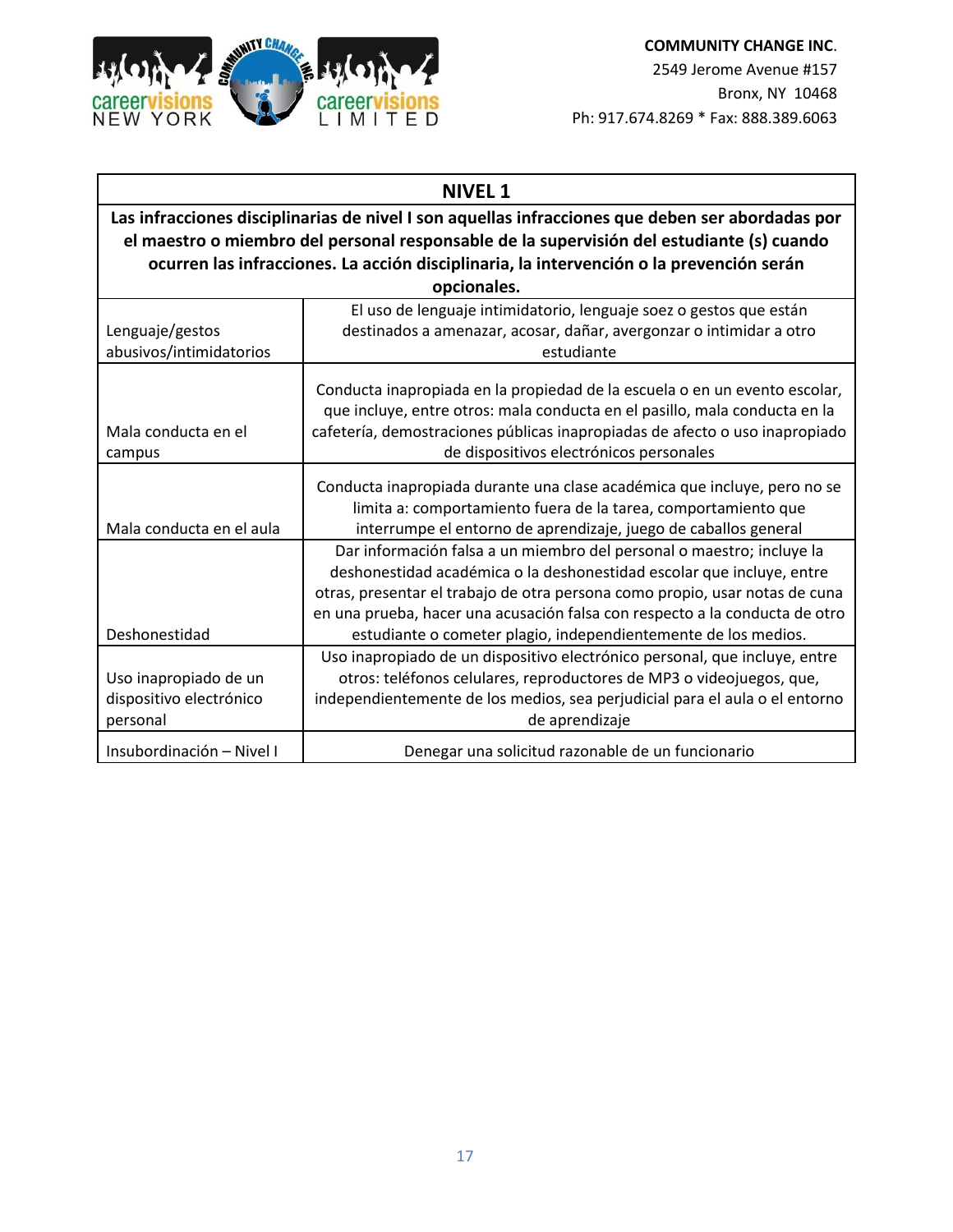| NIVEL 1 | |
|---|---|
| **Las infracciones disciplinarias de nivel I son aquellas infracciones que deben ser abordadas por el maestro o miembro del personal responsable de la supervisión del estudiante (s) cuando ocurren las infracciones. La acción disciplinaria, la intervención o la prevención serán opcionales.** | |
| Lenguaje/gestos abusivos/intimidatorios | El uso de lenguaje intimidatorio, lenguaje soez o gestos que están destinados a amenazar, acosar, dañar, avergonzar o intimidar a otro estudiante |
| Mala conducta en el campus | Conducta inapropiada en la propiedad de la escuela o en un evento escolar, que incluye, entre otros: mala conducta en el pasillo, mala conducta en la cafetería, demostraciones públicas inapropiadas de afecto o uso inapropiado de dispositivos electrónicos personales |
| Mala conducta en el aula | Conducta inapropiada durante una clase académica que incluye, pero no se limita a: comportamiento fuera de la tarea, comportamiento que interrumpe el entorno de aprendizaje, juego de caballos general |
| Deshonestidad | Dar información falsa a un miembro del personal o maestro; incluye la deshonestidad académica o la deshonestidad escolar que incluye, entre otras, presentar el trabajo de otra persona como propio, usar notas de cuna en una prueba, hacer una acusación falsa con respecto a la conducta de otro estudiante o cometer plagio, independientemente de los medios. |
| Uso inapropiado de un dispositivo electrónico personal | Uso inapropiado de un dispositivo electrónico personal, que incluye, entre otros: teléfonos celulares, reproductores de MP3 o videojuegos, que, independientemente de los medios, sea perjudicial para el aula o el entorno de aprendizaje |
| Insubordinación – Nivel I | Denegar una solicitud razonable de un funcionario |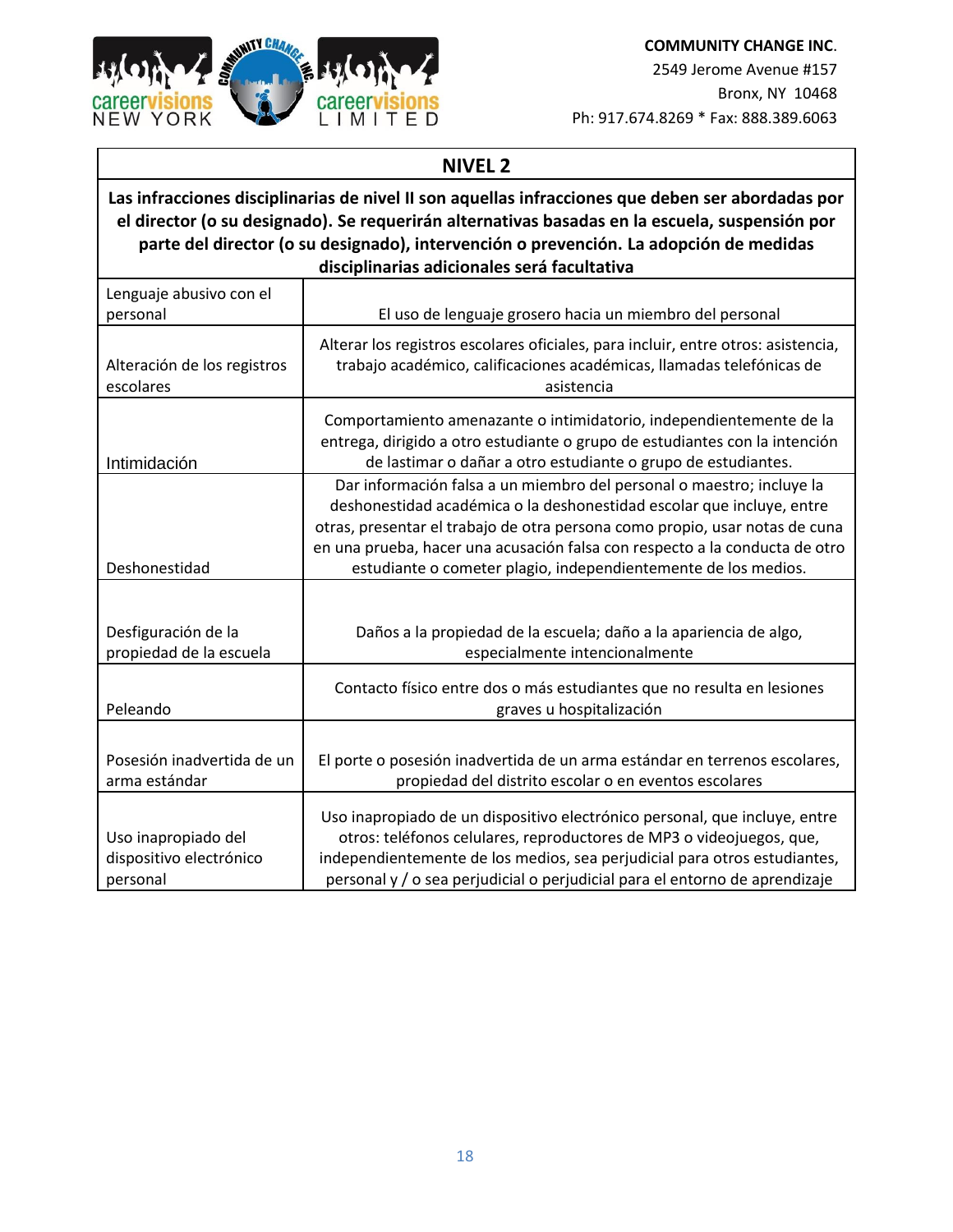**COMMUNITY CHANGE INC.**
2549 Jerome Avenue #157
Bronx, NY 10468
Ph: 917.674.8269 * Fax: 888.389.6063

| NIVEL 2 | |
|---|---|
| **Las infracciones disciplinarias de nivel II son aquellas infracciones que deben ser abordadas por el director (o su designado). Se requerirán alternativas basadas en la escuela, suspensión por parte del director (o su designado), intervención o prevención. La adopción de medidas disciplinarias adicionales será facultativa** | |
| Lenguaje abusivo con el personal | El uso de lenguaje grosero hacia un miembro del personal |
| Alteración de los registros escolares | Alterar los registros escolares oficiales, para incluir, entre otros: asistencia, trabajo académico, calificaciones académicas, llamadas telefónicas de asistencia |
| Intimidación | Comportamiento amenazante o intimidatorio, independientemente de la entrega, dirigido a otro estudiante o grupo de estudiantes con la intención de lastimar o dañar a otro estudiante o grupo de estudiantes. |
| Deshonestidad | Dar información falsa a un miembro del personal o maestro; incluye la deshonestidad académica o la deshonestidad escolar que incluye, entre otras, presentar el trabajo de otra persona como propio, usar notas de cuna en una prueba, hacer una acusación falsa con respecto a la conducta de otro estudiante o cometer plagio, independientemente de los medios. |
| Desfiguración de la propiedad de la escuela | Daños a la propiedad de la escuela; daño a la apariencia de algo, especialmente intencionalmente |
| Peleando | Contacto físico entre dos o más estudiantes que no resulta en lesiones graves u hospitalización |
| Posesión inadvertida de un arma estándar | El porte o posesión inadvertida de un arma estándar en terrenos escolares, propiedad del distrito escolar o en eventos escolares |
| Uso inapropiado del dispositivo electrónico personal | Uso inapropiado de un dispositivo electrónico personal, que incluye, entre otros: teléfonos celulares, reproductores de MP3 o videojuegos, que, independientemente de los medios, sea perjudicial para otros estudiantes, personal y / o sea perjudicial o perjudicial para el entorno de aprendizaje |